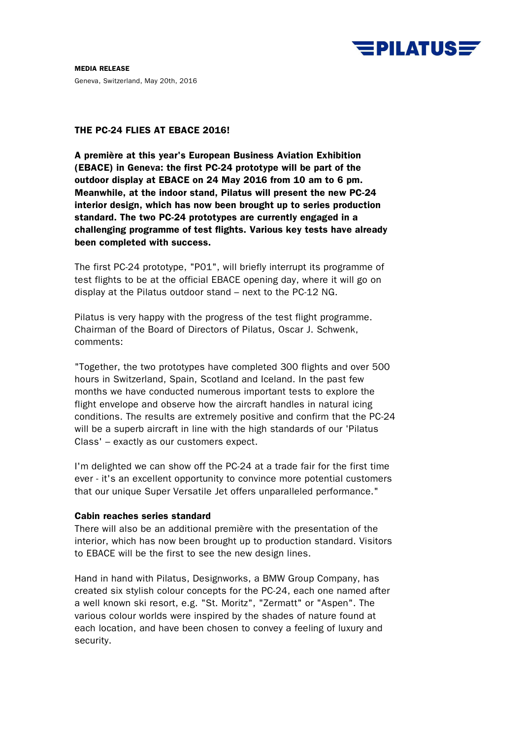PILATUS

**MEDIA RELEASE**

Geneva, Switzerland, May 20th, 2016

# THE PC-24 FLIES AT EBACE 2016!

**A première at this year's European Business Aviation Exhibition (EBACE) in Geneva: the first PC-24 prototype will be part of the outdoor display at EBACE on 24 May 2016 from 10 am to 6 pm. Meanwhile, at the indoor stand, Pilatus will present the new PC-24 interior design, which has now been brought up to series production standard. The two PC-24 prototypes are currently engaged in a challenging programme of test flights. Various key tests have already been completed with success.**

The first PC-24 prototype, "P01", will briefly interrupt its programme of test flights to be at the official EBACE opening day, where it will go on display at the Pilatus outdoor stand – next to the PC-12 NG.

Pilatus is very happy with the progress of the test flight programme. Chairman of the Board of Directors of Pilatus, Oscar J. Schwenk, comments:

"Together, the two prototypes have completed 300 flights and over 500 hours in Switzerland, Spain, Scotland and Iceland. In the past few months we have conducted numerous important tests to explore the flight envelope and observe how the aircraft handles in natural icing conditions. The results are extremely positive and confirm that the PC-24 will be a superb aircraft in line with the high standards of our 'Pilatus Class' – exactly as our customers expect.

I'm delighted we can show off the PC-24 at a trade fair for the first time ever - it's an excellent opportunity to convince more potential customers that our unique Super Versatile Jet offers unparalleled performance."

**Cabin reaches series standard**

There will also be an additional première with the presentation of the interior, which has now been brought up to production standard. Visitors to EBACE will be the first to see the new design lines.

Hand in hand with Pilatus, Designworks, a BMW Group Company, has created six stylish colour concepts for the PC-24, each one named after a well known ski resort, e.g. "St. Moritz", "Zermatt" or "Aspen". The various colour worlds were inspired by the shades of nature found at each location, and have been chosen to convey a feeling of luxury and security.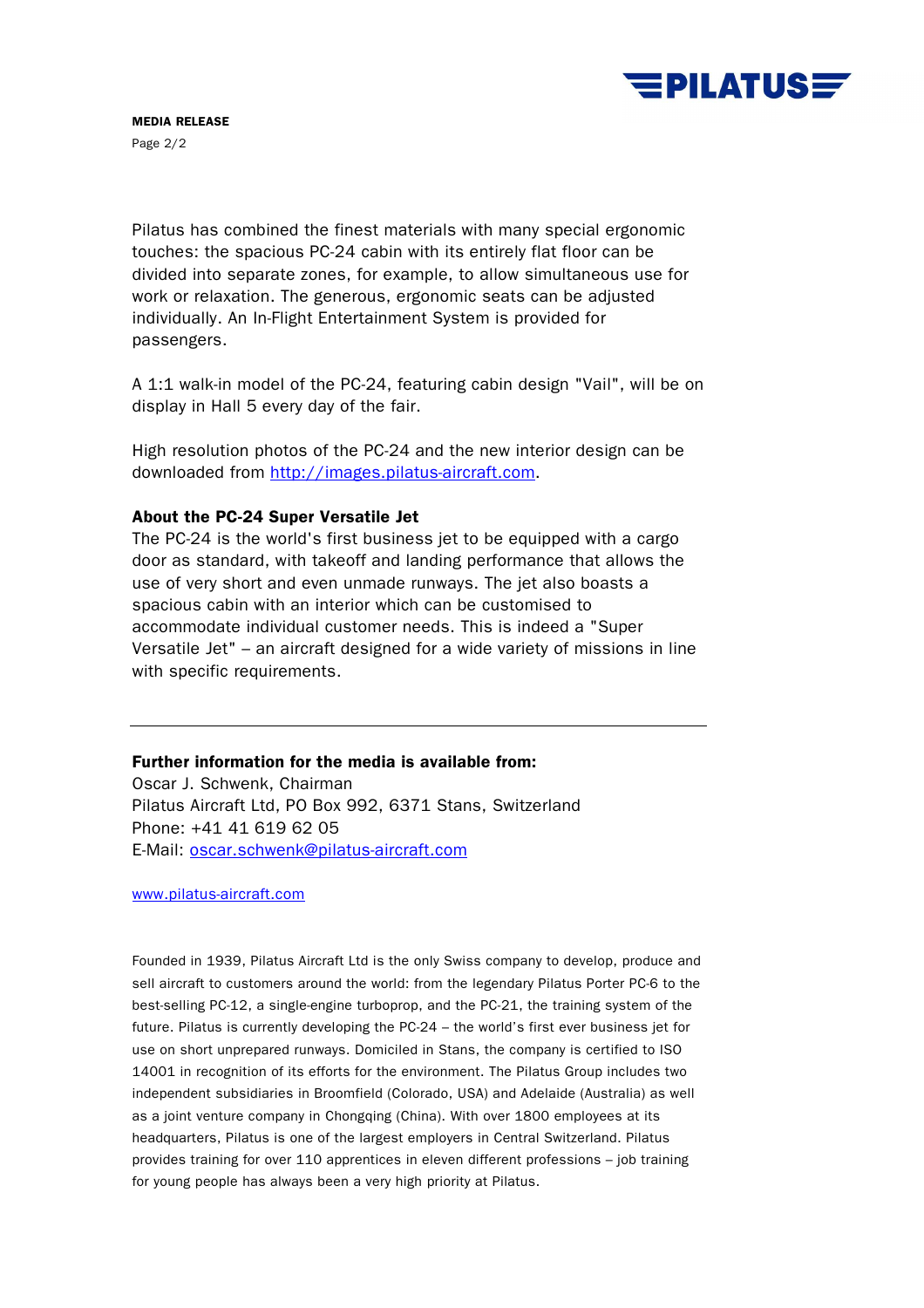Pilatus has combined the finest materials with many special ergonomic touches: the spacious PC-24 cabin with its entirely flat floor can be divided into separate zones, for example, to allow simultaneous use for work or relaxation. The generous, ergonomic seats can be adjusted individually. An In-Flight Entertainment System is provided for passengers.

A 1:1 walk-in model of the PC-24, featuring cabin design "Vail", will be on display in Hall 5 every day of the fair.

High resolution photos of the PC-24 and the new interior design can be downloaded from http://images.pilatus-aircraft.com.

**About the PC-24 Super Versatile Jet**

The PC-24 is the world's first business jet to be equipped with a cargo door as standard, with takeoff and landing performance that allows the use of very short and even unmade runways. The jet also boasts a spacious cabin with an interior which can be customised to accommodate individual customer needs. This is indeed a "Super Versatile Jet" – an aircraft designed for a wide variety of missions in line with specific requirements.

---

**Further information for the media is available from:**

Oscar J. Schwenk, Chairman
Pilatus Aircraft Ltd, PO Box 992, 6371 Stans, Switzerland
Phone: +41 41 619 62 05
E-Mail: oscar.schwenk@pilatus-aircraft.com

www.pilatus-aircraft.com

Founded in 1939, Pilatus Aircraft Ltd is the only Swiss company to develop, produce and sell aircraft to customers around the world: from the legendary Pilatus Porter PC-6 to the best-selling PC-12, a single-engine turboprop, and the PC-21, the training system of the future. Pilatus is currently developing the PC-24 – the world's first ever business jet for use on short unprepared runways. Domiciled in Stans, the company is certified to ISO 14001 in recognition of its efforts for the environment. The Pilatus Group includes two independent subsidiaries in Broomfield (Colorado, USA) and Adelaide (Australia) as well as a joint venture company in Chongqing (China). With over 1800 employees at its headquarters, Pilatus is one of the largest employers in Central Switzerland. Pilatus provides training for over 110 apprentices in eleven different professions – job training for young people has always been a very high priority at Pilatus.